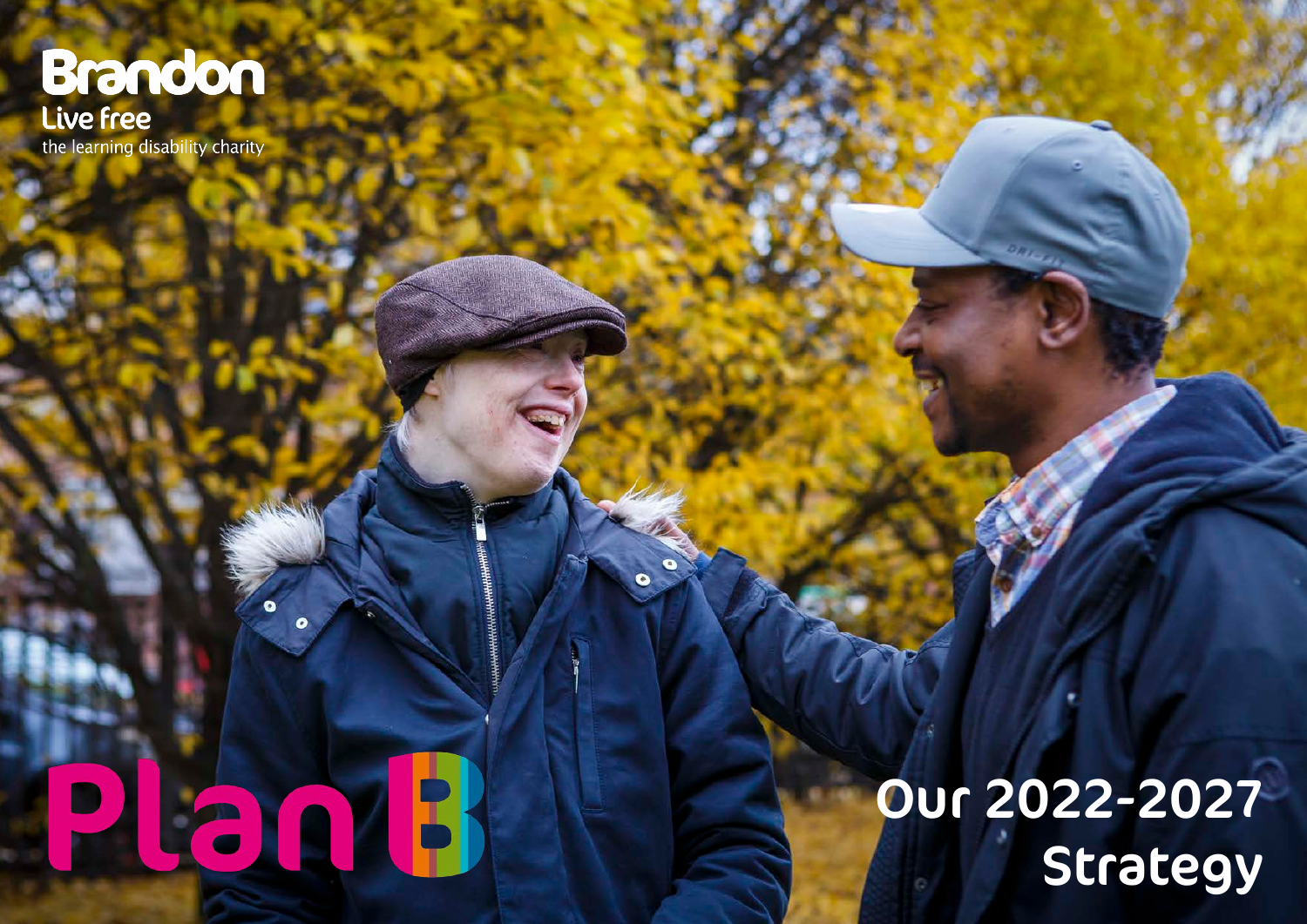# Brandon

Live free

the learning disability charity

# Plan B

## Our 2022-2027 Strategy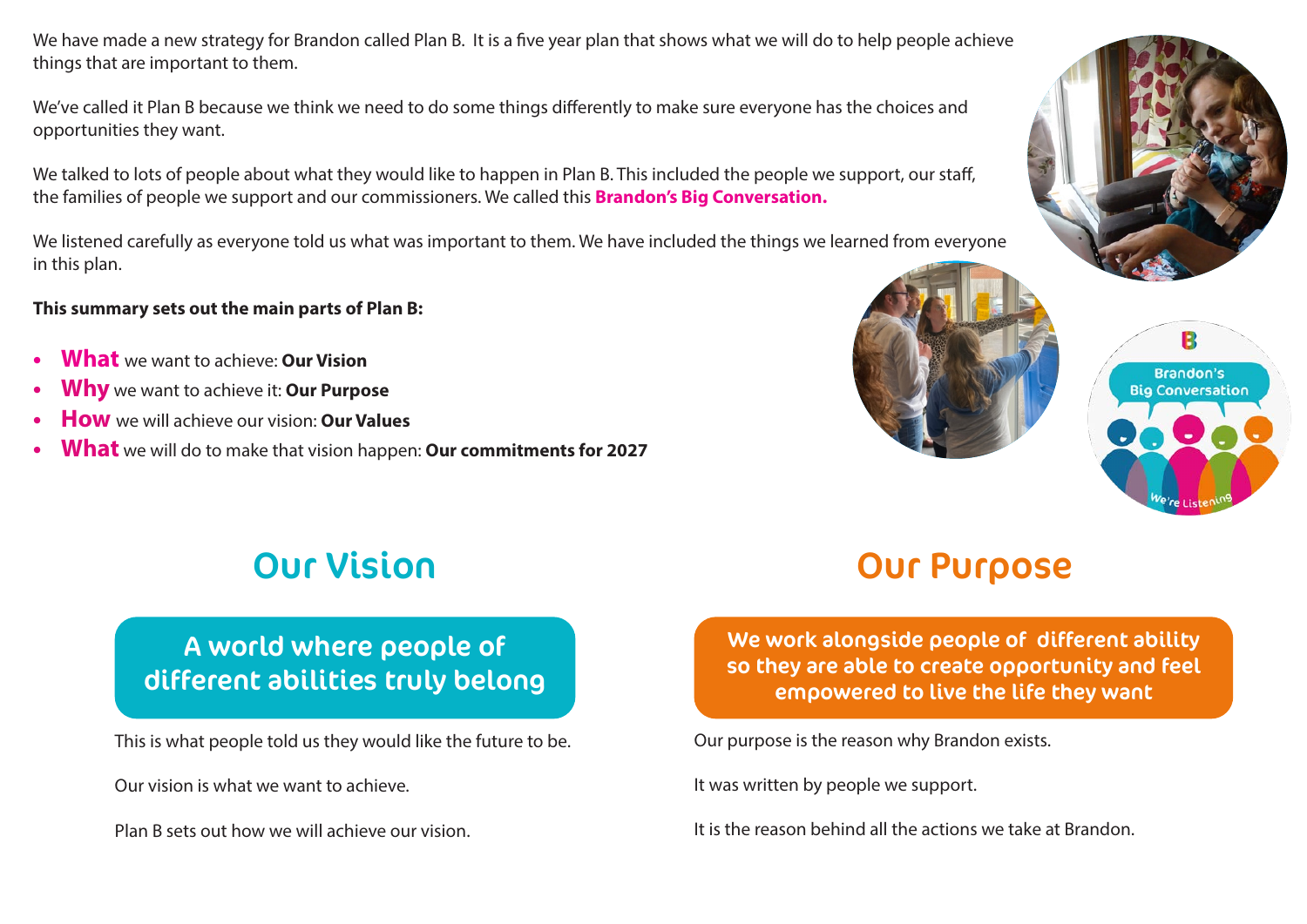We have made a new strategy for Brandon called Plan B. It is a five year plan that shows what we will do to help people achieve things that are important to them.

We've called it Plan B because we think we need to do some things differently to make sure everyone has the choices and opportunities they want.

We talked to lots of people about what they would like to happen in Plan B. This included the people we support, our staff, the families of people we support and our commissioners. We called this **Brandon's Big Conversation.**

We listened carefully as everyone told us what was important to them. We have included the things we learned from everyone in this plan.

**This summary sets out the main parts of Plan B:**

- **What** we want to achieve: **Our Vision**
- **Why** we want to achieve it: **Our Purpose**
- **How** we will achieve our vision: **Our Values**
- **What** we will do to make that vision happen: **Our commitments for 2027**

## Our Vision

**A world where people of different abilities truly belong**

This is what people told us they would like the future to be.

Our vision is what we want to achieve.

Plan B sets out how we will achieve our vision.

## Our Purpose

**We work alongside people of different ability so they are able to create opportunity and feel empowered to live the life they want**

Our purpose is the reason why Brandon exists.

It was written by people we support.

It is the reason behind all the actions we take at Brandon.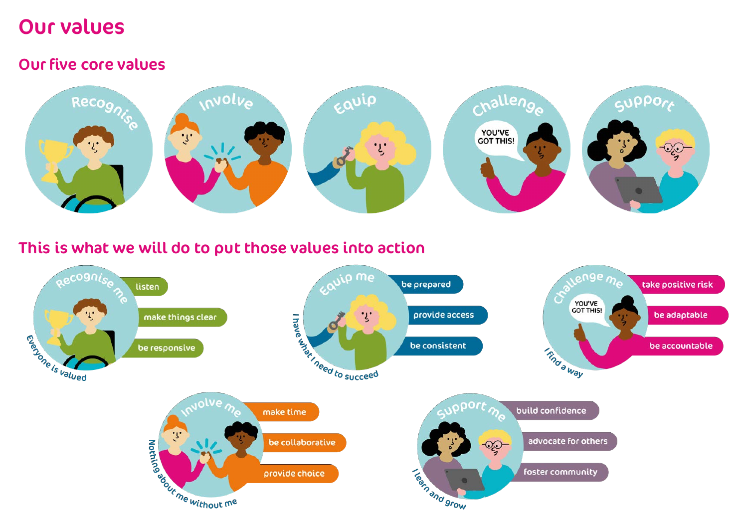# Our values

## Our five core values

- Recognise
- Involve
- Equip
- Challenge
- Support

## This is what we will do to put those values into action

### Recognise me
*Everyone is valued*

- listen
- make things clear
- be responsive

### Equip me
*I have what I need to succeed*

- be prepared
- provide access
- be consistent

### Challenge me
*I find a way*

- take positive risk
- be adaptable
- be accountable

### Involve me
*Nothing about me without me*

- make time
- be collaborative
- provide choice

### Support me
*I learn and grow*

- build confidence
- advocate for others
- foster community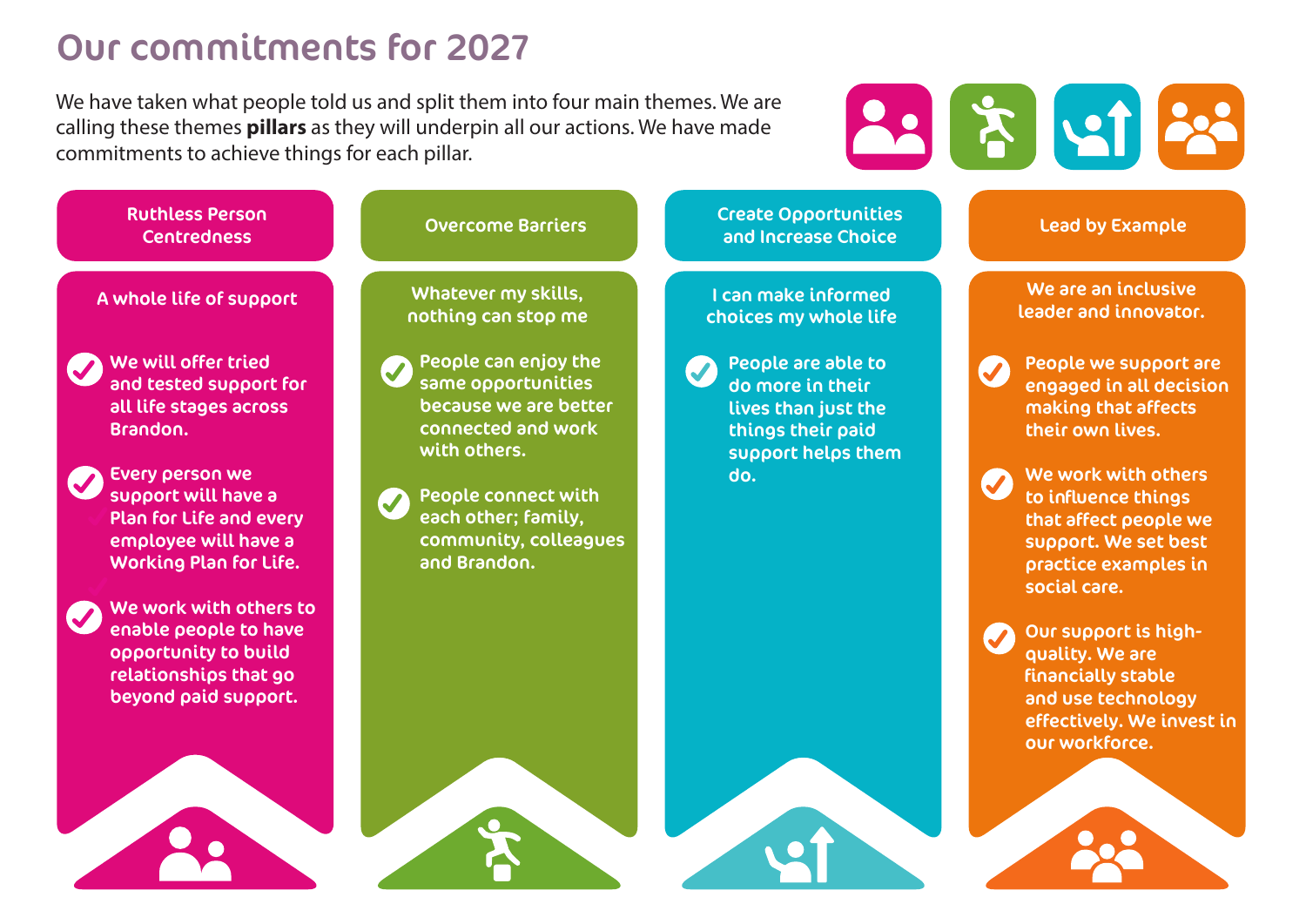# Our commitments for 2027

We have taken what people told us and split them into four main themes. We are calling these themes **pillars** as they will underpin all our actions. We have made commitments to achieve things for each pillar.

## Ruthless Person Centredness

### A whole life of support

- We will offer tried and tested support for all life stages across Brandon.
- Every person we support will have a Plan for Life and every employee will have a Working Plan for Life.
- We work with others to enable people to have opportunity to build relationships that go beyond paid support.

## Overcome Barriers

### Whatever my skills, nothing can stop me

- People can enjoy the same opportunities because we are better connected and work with others.
- People connect with each other; family, community, colleagues and Brandon.

## Create Opportunities and Increase Choice

### I can make informed choices my whole life

- People are able to do more in their lives than just the things their paid support helps them do.

## Lead by Example

### We are an inclusive leader and innovator.

- People we support are engaged in all decision making that affects their own lives.
- We work with others to influence things that affect people we support. We set best practice examples in social care.
- Our support is high-quality. We are financially stable and use technology effectively. We invest in our workforce.